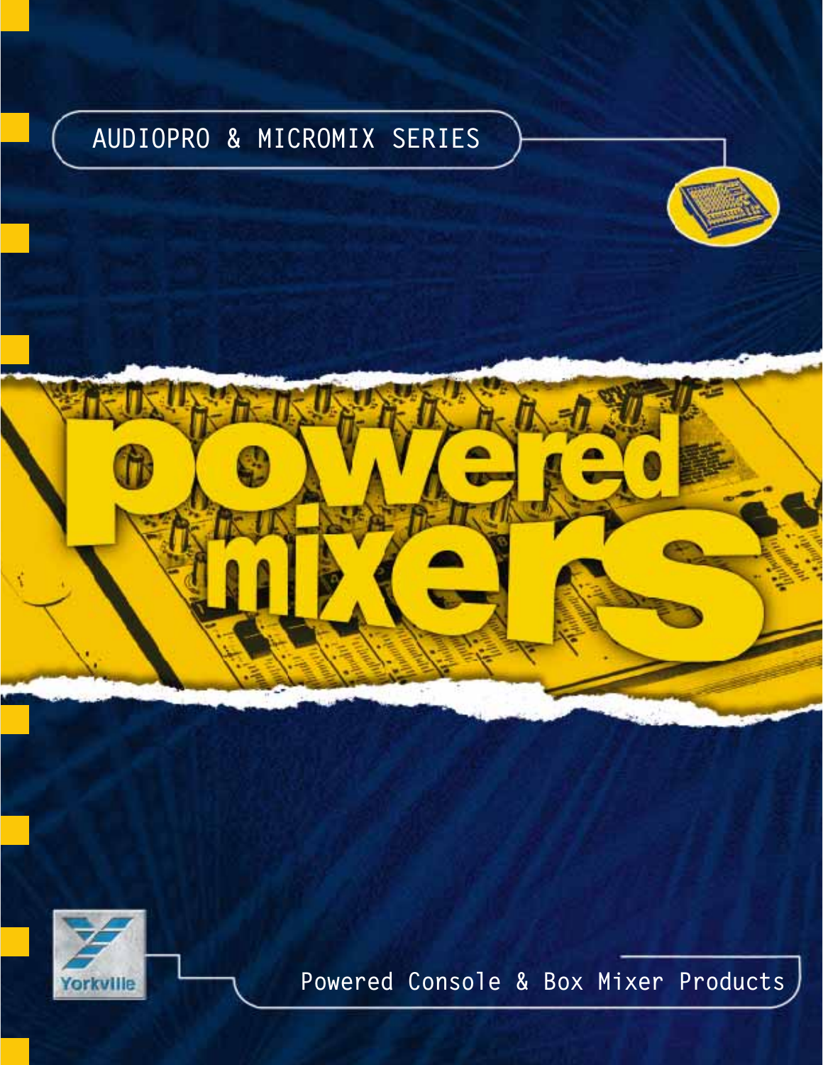AUDIOPRO & MICROMIX SERIES

# powered mixers

Yorkville

Powered Console & Box Mixer Products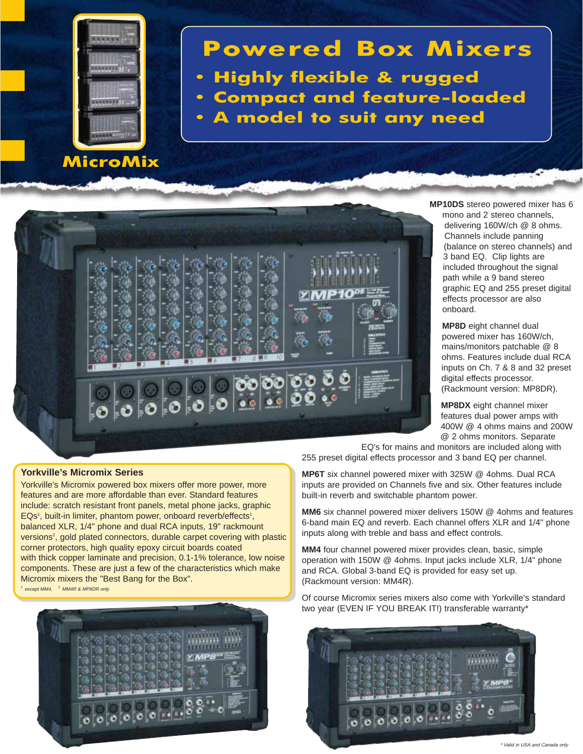# Powered Box Mixers

- Highly flexible & rugged
- Compact and feature-loaded
- A model to suit any need

MicroMix

**MP10DS** stereo powered mixer has 6 mono and 2 stereo channels, delivering 160W/ch @ 8 ohms. Channels include panning (balance on stereo channels) and 3 band EQ. Clip lights are included throughout the signal path while a 9 band stereo graphic EQ and 255 preset digital effects processor are also onboard.

**MP8D** eight channel dual powered mixer has 160W/ch, mains/monitors patchable @ 8 ohms. Features include dual RCA inputs on Ch. 7 & 8 and 32 preset digital effects processor. (Rackmount version: MP8DR).

**MP8DX** eight channel mixer features dual power amps with 400W @ 4 ohms mains and 200W @ 2 ohms monitors. Separate EQ's for mains and monitors are included along with 255 preset digital effects processor and 3 band EQ per channel.

**MP6T** six channel powered mixer with 325W @ 4ohms. Dual RCA inputs are provided on Channels five and six. Other features include built-in reverb and switchable phantom power.

**MM6** six channel powered mixer delivers 150W @ 4ohms and features 6-band main EQ and reverb. Each channel offers XLR and 1/4" phone inputs along with treble and bass and effect controls.

**MM4** four channel powered mixer provides clean, basic, simple operation with 150W @ 4ohms. Input jacks include XLR, 1/4" phone and RCA. Global 3-band EQ is provided for easy set up. (Rackmount version: MM4R).

Of course Micromix series mixers also come with Yorkville's standard two year (EVEN IF YOU BREAK IT!) transferable warranty*

## Yorkville's Micromix Series

Yorkville's Micromix powered box mixers offer more power, more features and are more affordable than ever. Standard features include: scratch resistant front panels, metal phone jacks, graphic EQs[1], built-in limiter, phantom power, onboard reverb/effects[1], balanced XLR, 1/4" phone and dual RCA inputs, 19" rackmount versions[2], gold plated connectors, durable carpet covering with plastic corner protectors, high quality epoxy circuit boards coated with thick copper laminate and precision, 0.1-1% tolerance, low noise components. These are just a few of the characteristics which make Micromix mixers the "Best Bang for the Box".

*[1] except MM4, [2] MM4R & MP8DR only*

*\* Valid in USA and Canada only*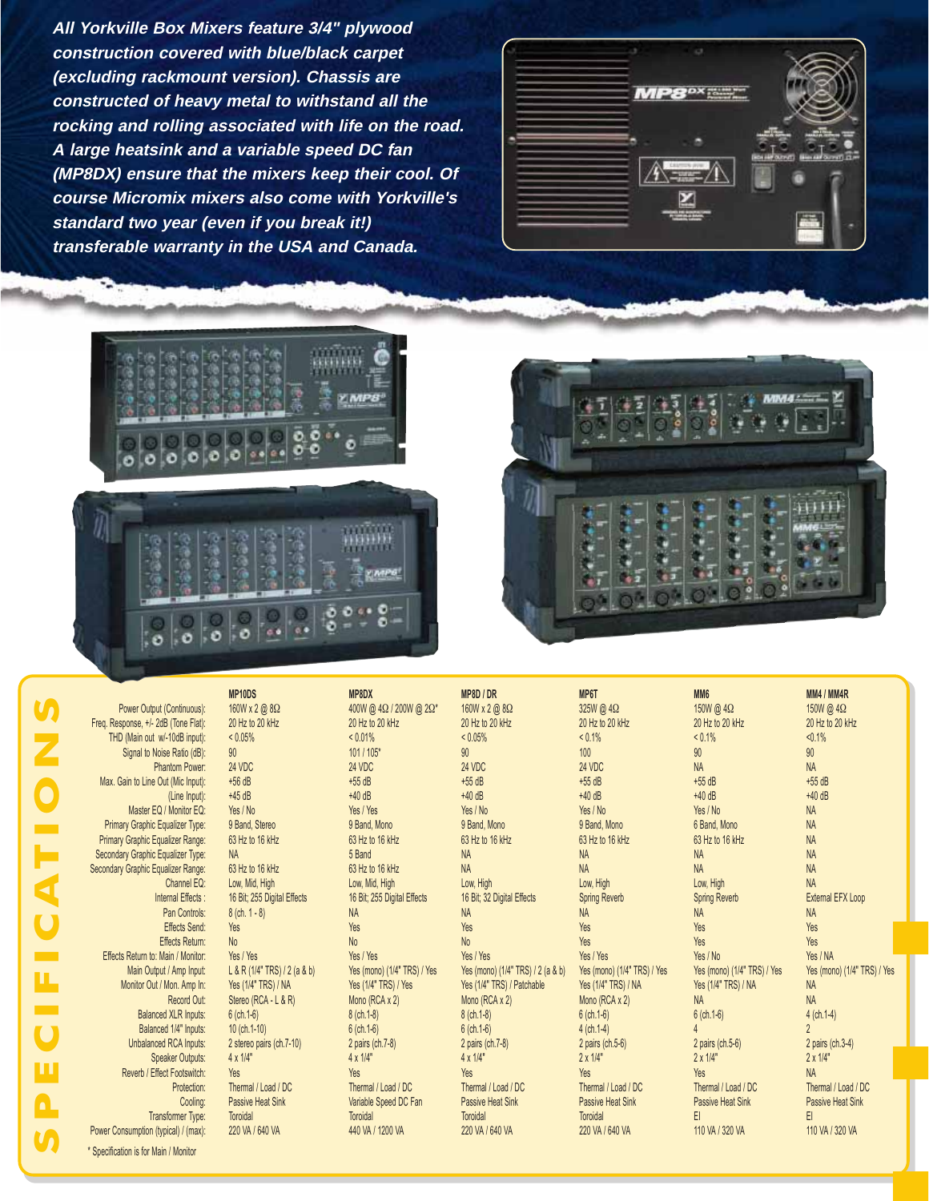***All Yorkville Box Mixers feature 3/4" plywood construction covered with blue/black carpet (excluding rackmount version). Chassis are constructed of heavy metal to withstand all the rocking and rolling associated with life on the road. A large heatsink and a variable speed DC fan (MP8DX) ensure that the mixers keep their cool. Of course Micromix mixers also come with Yorkville's standard two year (even if you break it!) transferable warranty in the USA and Canada.***

# SPECIFICATIONS

| | MP10DS | MP8DX | MP8D / DR | MP6T | MM6 | MM4 / MM4R |
|---|---|---|---|---|---|---|
| Power Output (Continuous): | 160W x 2 @ 8Ω | 400W @ 4Ω / 200W @ 2Ω* | 160W x 2 @ 8Ω | 325W @ 4Ω | 150W @ 4Ω | 150W @ 4Ω |
| Freq. Response, +/- 2dB (Tone Flat): | 20 Hz to 20 kHz | 20 Hz to 20 kHz | 20 Hz to 20 kHz | 20 Hz to 20 kHz | 20 Hz to 20 kHz | 20 Hz to 20 kHz |
| THD (Main out w/-10dB input): | < 0.05% | < 0.01% | < 0.05% | < 0.1% | < 0.1% | <0.1% |
| Signal to Noise Ratio (dB): | 90 | 101 / 105* | 90 | 100 | 90 | 90 |
| Phantom Power: | 24 VDC | 24 VDC | 24 VDC | 24 VDC | NA | NA |
| Max. Gain to Line Out (Mic Input): | +56 dB | +55 dB | +55 dB | +55 dB | +55 dB | +55 dB |
| (Line Input): | +45 dB | +40 dB | +40 dB | +40 dB | +40 dB | +40 dB |
| Master EQ / Monitor EQ: | Yes / No | Yes / Yes | Yes / No | Yes / No | Yes / No | NA |
| Primary Graphic Equalizer Type: | 9 Band, Stereo | 9 Band, Mono | 9 Band, Mono | 9 Band, Mono | 6 Band, Mono | NA |
| Primary Graphic Equalizer Range: | 63 Hz to 16 kHz | 63 Hz to 16 kHz | 63 Hz to 16 kHz | 63 Hz to 16 kHz | 63 Hz to 16 kHz | NA |
| Secondary Graphic Equalizer Type: | NA | 5 Band | NA | NA | NA | NA |
| Secondary Graphic Equalizer Range: | 63 Hz to 16 kHz | 63 Hz to 16 kHz | NA | NA | NA | NA |
| Channel EQ: | Low, Mid, High | Low, Mid, High | Low, High | Low, High | Low, High | NA |
| Internal Effects : | 16 Bit; 255 Digital Effects | 16 Bit; 255 Digital Effects | 16 Bit; 32 Digital Effects | Spring Reverb | Spring Reverb | External EFX Loop |
| Pan Controls: | 8 (ch. 1 - 8) | NA | NA | NA | NA | NA |
| Effects Send: | Yes | Yes | Yes | Yes | Yes | Yes |
| Effects Return: | No | No | No | Yes | Yes | Yes |
| Effects Return to: Main / Monitor: | Yes / Yes | Yes / Yes | Yes / Yes | Yes / Yes | Yes / No | Yes / NA |
| Main Output / Amp Input: | L & R (1/4" TRS) / 2 (a & b) | Yes (mono) (1/4" TRS) / Yes | Yes (mono) (1/4" TRS) / 2 (a & b) | Yes (mono) (1/4" TRS) / Yes | Yes (mono) (1/4" TRS) / Yes | Yes (mono) (1/4" TRS) / Yes |
| Monitor Out / Mon. Amp In: | Yes (1/4" TRS) / NA | Yes (1/4" TRS) / Yes | Yes (1/4" TRS) / Patchable | Yes (1/4" TRS) / NA | Yes (1/4" TRS) / NA | NA |
| Record Out: | Stereo (RCA - L & R) | Mono (RCA x 2) | Mono (RCA x 2) | Mono (RCA x 2) | NA | NA |
| Balanced XLR Inputs: | 6 (ch.1-6) | 8 (ch.1-8) | 8 (ch.1-8) | 6 (ch.1-6) | 6 (ch.1-6) | 4 (ch.1-4) |
| Balanced 1/4" Inputs: | 10 (ch.1-10) | 6 (ch.1-6) | 6 (ch.1-6) | 4 (ch.1-4) | 4 | 2 |
| Unbalanced RCA Inputs: | 2 stereo pairs (ch.7-10) | 2 pairs (ch.7-8) | 2 pairs (ch.7-8) | 2 pairs (ch.5-6) | 2 pairs (ch.5-6) | 2 pairs (ch.3-4) |
| Speaker Outputs: | 4 x 1/4" | 4 x 1/4" | 4 x 1/4" | 2 x 1/4" | 2 x 1/4" | 2 x 1/4" |
| Reverb / Effect Footswitch: | Yes | Yes | Yes | Yes | Yes | NA |
| Protection: | Thermal / Load / DC | Thermal / Load / DC | Thermal / Load / DC | Thermal / Load / DC | Thermal / Load / DC | Thermal / Load / DC |
| Cooling: | Passive Heat Sink | Variable Speed DC Fan | Passive Heat Sink | Passive Heat Sink | Passive Heat Sink | Passive Heat Sink |
| Transformer Type: | Toroidal | Toroidal | Toroidal | Toroidal | EI | EI |
| Power Consumption (typical) / (max): | 220 VA / 640 VA | 440 VA / 1200 VA | 220 VA / 640 VA | 220 VA / 640 VA | 110 VA / 320 VA | 110 VA / 320 VA |

\* Specification is for Main / Monitor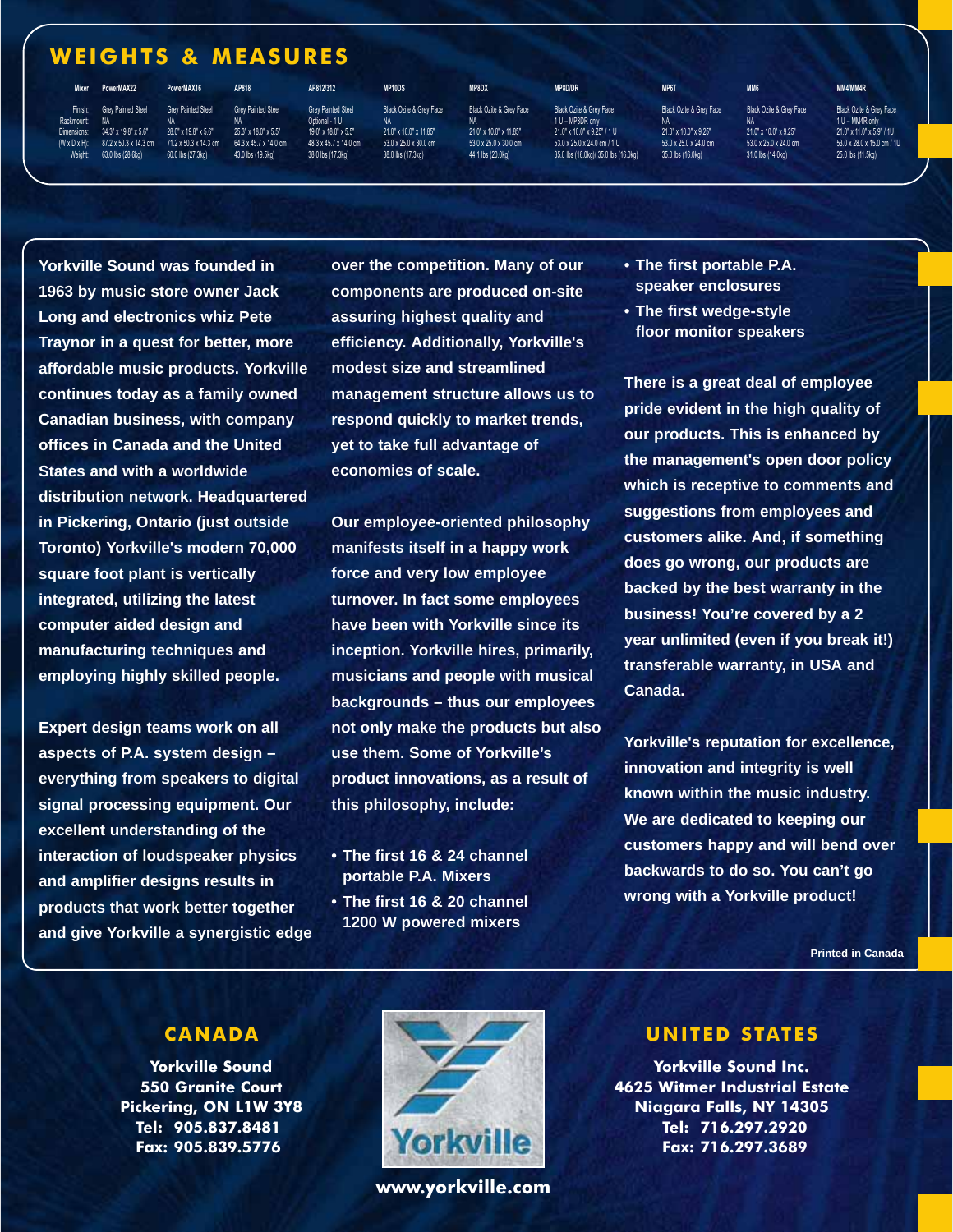## WEIGHTS & MEASURES

| Mixer | PowerMAX22 | PowerMAX16 | AP818 | AP812/312 | MP10DS | MP8DX | MP8D/DR | MP6T | MM6 | MM4/MM4R |
|---|---|---|---|---|---|---|---|---|---|---|
| Finish: | Grey Painted Steel | Grey Painted Steel | Grey Painted Steel | Grey Painted Steel | Black Ozite & Grey Face | Black Ozite & Grey Face | Black Ozite & Grey Face | Black Ozite & Grey Face | Black Ozite & Grey Face | Black Ozite & Grey Face |
| Rackmount: | NA | NA | NA | Optional - 1 U | NA | NA | 1 U – MP8DR only | NA | NA | 1 U – MM4R only |
| Dimensions: (W x D x H): | 34.3" x 19.8" x 5.6" 87.2 x 50.3 x 14.3 cm | 28.0" x 19.8" x 5.6" 71.2 x 50.3 x 14.3 cm | 25.3" x 18.0" x 5.5" 64.3 x 45.7 x 14.0 cm | 19.0" x 18.0" x 5.5" 48.3 x 45.7 x 14.0 cm | 21.0" x 10.0" x 11.85" 53.0 x 25.0 x 30.0 cm | 21.0" x 10.0" x 11.85" 53.0 x 25.0 x 30.0 cm | 21.0" x 10.0" x 9.25" / 1 U 53.0 x 25.0 x 24.0 cm / 1 U | 21.0" x 10.0" x 9.25" 53.0 x 25.0 x 24.0 cm | 21.0" x 10.0" x 9.25" 53.0 x 25.0 x 24.0 cm | 21.0" x 11.0" x 5.9" / 1U 53.0 x 28.0 x 15.0 cm / 1U |
| Weight: | 63.0 lbs (28.6kg) | 60.0 lbs (27.3kg) | 43.0 lbs (19.5kg) | 38.0 lbs (17.3kg) | 38.0 lbs (17.3kg) | 44.1 lbs (20.0kg) | 35.0 lbs (16.0kg)/ 35.0 lbs (16.0kg) | 35.0 lbs (16.0kg) | 31.0 lbs (14.0kg) | 25.0 lbs (11.5kg) |

**Yorkville Sound was founded in 1963 by music store owner Jack Long and electronics whiz Pete Traynor in a quest for better, more affordable music products. Yorkville continues today as a family owned Canadian business, with company offices in Canada and the United States and with a worldwide distribution network. Headquartered in Pickering, Ontario (just outside Toronto) Yorkville's modern 70,000 square foot plant is vertically integrated, utilizing the latest computer aided design and manufacturing techniques and employing highly skilled people.**

**Expert design teams work on all aspects of P.A. system design – everything from speakers to digital signal processing equipment. Our excellent understanding of the interaction of loudspeaker physics and amplifier designs results in products that work better together and give Yorkville a synergistic edge over the competition. Many of our components are produced on-site assuring highest quality and efficiency. Additionally, Yorkville's modest size and streamlined management structure allows us to respond quickly to market trends, yet to take full advantage of economies of scale.**

**Our employee-oriented philosophy manifests itself in a happy work force and very low employee turnover. In fact some employees have been with Yorkville since its inception. Yorkville hires, primarily, musicians and people with musical backgrounds – thus our employees not only make the products but also use them. Some of Yorkville's product innovations, as a result of this philosophy, include:**

- **The first 16 & 24 channel portable P.A. Mixers**
- **The first 16 & 20 channel 1200 W powered mixers**
- **The first portable P.A. speaker enclosures**
- **The first wedge-style floor monitor speakers**

**There is a great deal of employee pride evident in the high quality of our products. This is enhanced by the management's open door policy which is receptive to comments and suggestions from employees and customers alike. And, if something does go wrong, our products are backed by the best warranty in the business! You're covered by a 2 year unlimited (even if you break it!) transferable warranty, in USA and Canada.**

**Yorkville's reputation for excellence, innovation and integrity is well known within the music industry. We are dedicated to keeping our customers happy and will bend over backwards to do so. You can't go wrong with a Yorkville product!**

**Printed in Canada**

### CANADA

**Yorkville Sound**
**550 Granite Court**
**Pickering, ON L1W 3Y8**
**Tel: 905.837.8481**
**Fax: 905.839.5776**

Yorkville

**www.yorkville.com**

### UNITED STATES

**Yorkville Sound Inc.**
**4625 Witmer Industrial Estate**
**Niagara Falls, NY 14305**
**Tel: 716.297.2920**
**Fax: 716.297.3689**